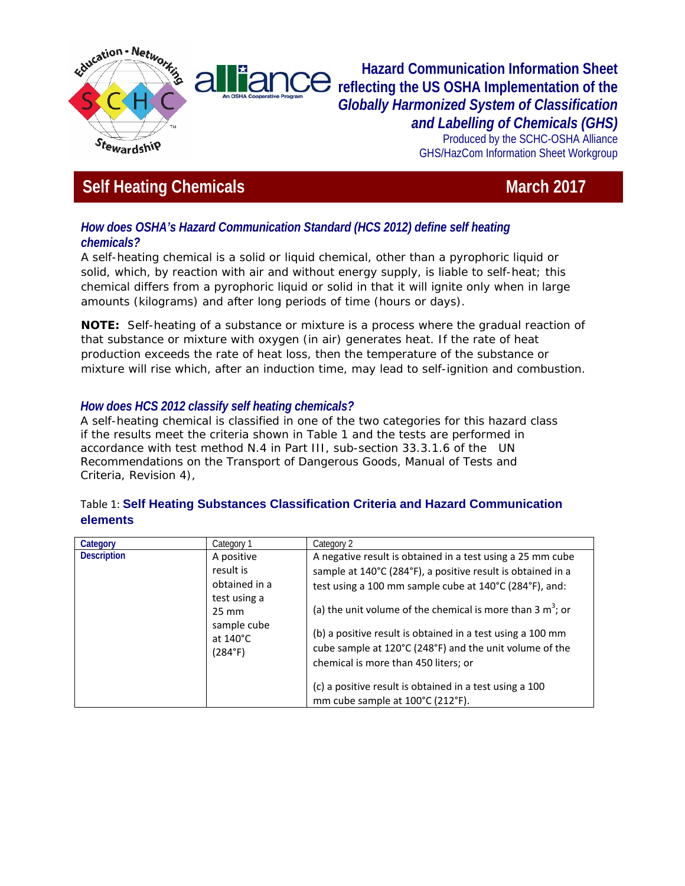# Hazard Communication Information Sheet reflecting the US OSHA Implementation of the *Globally Harmonized System of Classification and Labelling of Chemicals (GHS)*

Produced by the SCHC-OSHA Alliance GHS/HazCom Information Sheet Workgroup

## Self Heating Chemicals — March 2017

### *How does OSHA's Hazard Communication Standard (HCS 2012) define self heating chemicals?*

A self-heating chemical is a solid or liquid chemical, other than a pyrophoric liquid or solid, which, by reaction with air and without energy supply, is liable to self-heat; this chemical differs from a pyrophoric liquid or solid in that it will ignite only when in large amounts (kilograms) and after long periods of time (hours or days).

**NOTE:** Self-heating of a substance or mixture is a process where the gradual reaction of that substance or mixture with oxygen (in air) generates heat. If the rate of heat production exceeds the rate of heat loss, then the temperature of the substance or mixture will rise which, after an induction time, may lead to self-ignition and combustion.

### *How does HCS 2012 classify self heating chemicals?*

A self-heating chemical is classified in one of the two categories for this hazard class if the results meet the criteria shown in Table 1 and the tests are performed in accordance with test method N.4 in Part III, sub-section 33.3.1.6 of the UN Recommendations on the Transport of Dangerous Goods, Manual of Tests and Criteria, Revision 4),

Table 1: **Self Heating Substances Classification Criteria and Hazard Communication elements**

| Category | Category 1 | Category 2 |
|---|---|---|
| Description | A positive result is obtained in a test using a 25 mm sample cube at 140°C (284°F) | A negative result is obtained in a test using a 25 mm cube sample at 140°C (284°F), a positive result is obtained in a test using a 100 mm sample cube at 140°C (284°F), and:<br><br>(a) the unit volume of the chemical is more than 3 $m^3$; or<br><br>(b) a positive result is obtained in a test using a 100 mm cube sample at 120°C (248°F) and the unit volume of the chemical is more than 450 liters; or<br><br>(c) a positive result is obtained in a test using a 100 mm cube sample at 100°C (212°F). |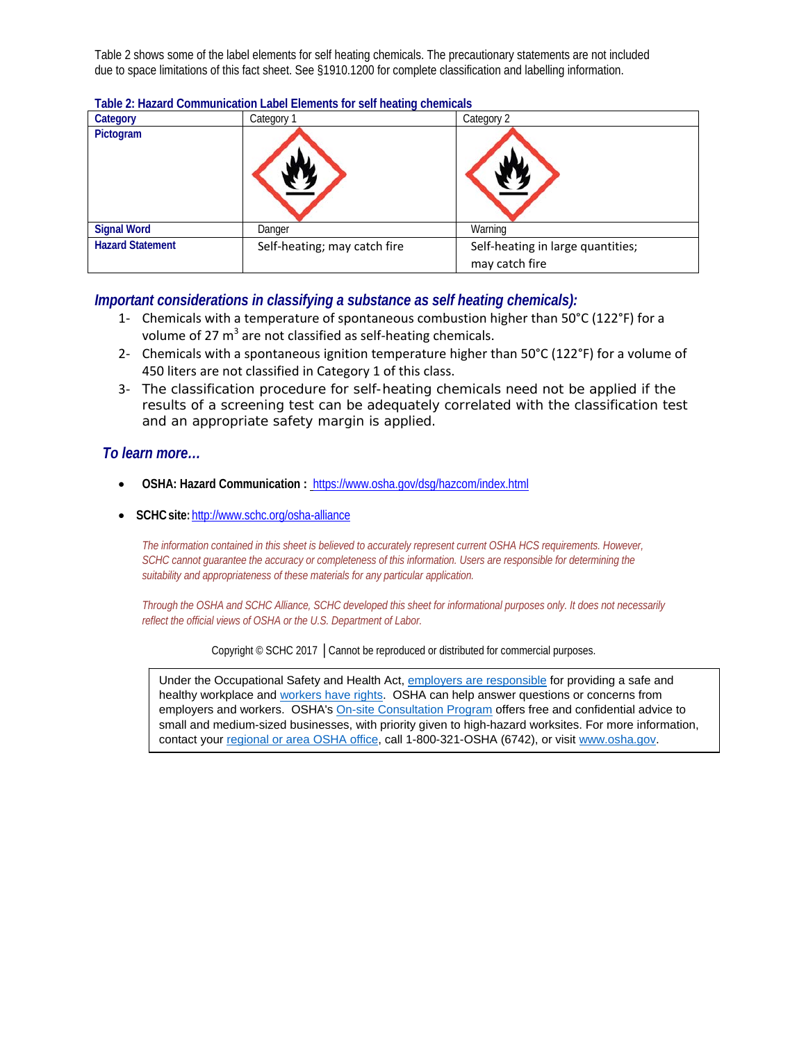Table 2 shows some of the label elements for self heating chemicals. The precautionary statements are not included due to space limitations of this fact sheet. See §1910.1200 for complete classification and labelling information.

**Table 2: Hazard Communication Label Elements for self heating chemicals**

| **Category** | Category 1 | Category 2 |
|---|---|---|
| **Pictogram** | | |
| **Signal Word** | Danger | Warning |
| **Hazard Statement** | Self-heating; may catch fire | Self-heating in large quantities; may catch fire |

## *Important considerations in classifying a substance as self heating chemicals):*

1- Chemicals with a temperature of spontaneous combustion higher than 50°C (122°F) for a volume of 27 $m^3$ are not classified as self-heating chemicals.

2- Chemicals with a spontaneous ignition temperature higher than 50°C (122°F) for a volume of 450 liters are not classified in Category 1 of this class.

3- The classification procedure for self-heating chemicals need not be applied if the results of a screening test can be adequately correlated with the classification test and an appropriate safety margin is applied.

## *To learn more…*

- **OSHA: Hazard Communication :** https://www.osha.gov/dsg/hazcom/index.html
- **SCHC site:** http://www.schc.org/osha-alliance

*The information contained in this sheet is believed to accurately represent current OSHA HCS requirements. However, SCHC cannot guarantee the accuracy or completeness of this information. Users are responsible for determining the suitability and appropriateness of these materials for any particular application.*

*Through the OSHA and SCHC Alliance, SCHC developed this sheet for informational purposes only. It does not necessarily reflect the official views of OSHA or the U.S. Department of Labor.*

Copyright © SCHC 2017 | Cannot be reproduced or distributed for commercial purposes.

Under the Occupational Safety and Health Act, employers are responsible for providing a safe and healthy workplace and workers have rights. OSHA can help answer questions or concerns from employers and workers. OSHA's On-site Consultation Program offers free and confidential advice to small and medium-sized businesses, with priority given to high-hazard worksites. For more information, contact your regional or area OSHA office, call 1-800-321-OSHA (6742), or visit www.osha.gov.